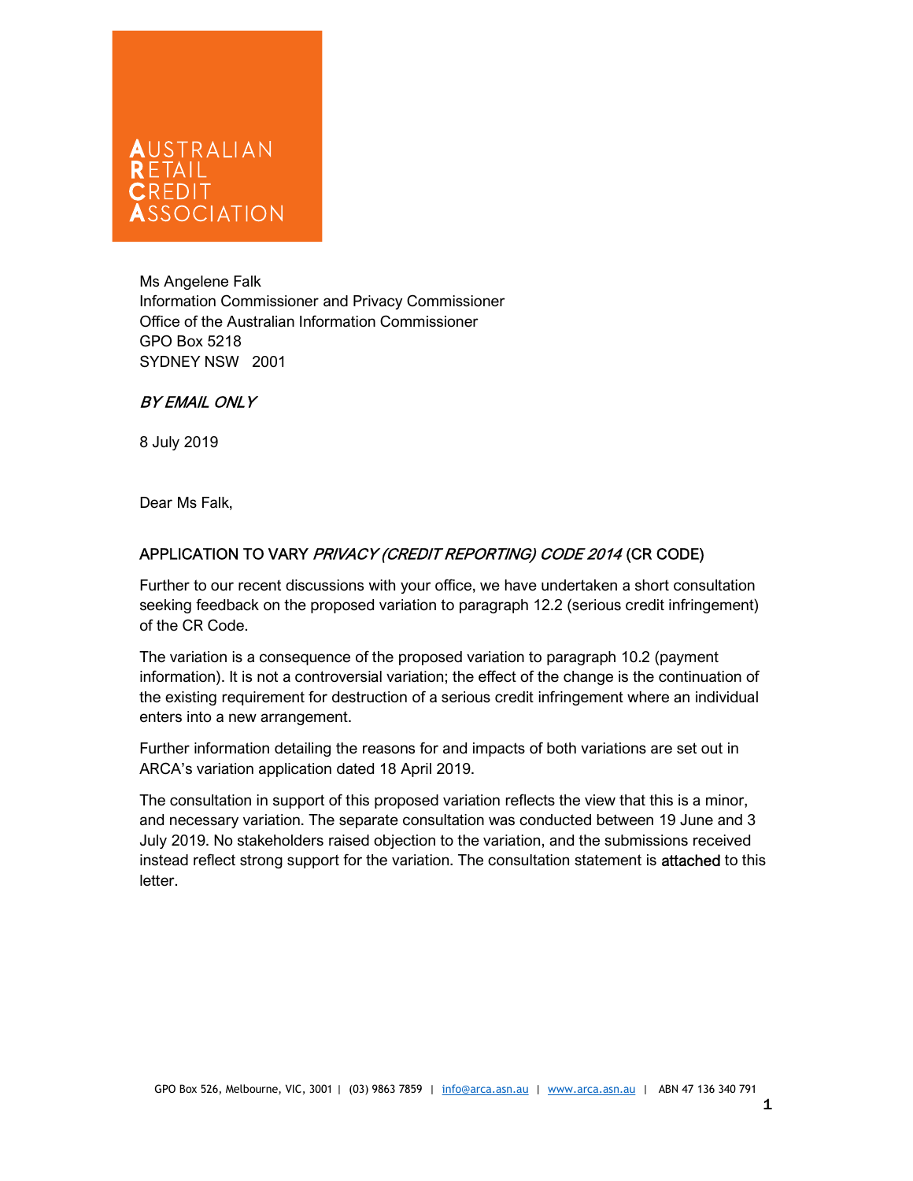AUSTRALIAN
RETAIL
CREDIT
ASSOCIATION

Ms Angelene Falk
Information Commissioner and Privacy Commissioner
Office of the Australian Information Commissioner
GPO Box 5218
SYDNEY NSW 2001

*BY EMAIL ONLY*

8 July 2019

Dear Ms Falk,

APPLICATION TO VARY *PRIVACY (CREDIT REPORTING) CODE 2014* (CR CODE)

Further to our recent discussions with your office, we have undertaken a short consultation seeking feedback on the proposed variation to paragraph 12.2 (serious credit infringement) of the CR Code.

The variation is a consequence of the proposed variation to paragraph 10.2 (payment information). It is not a controversial variation; the effect of the change is the continuation of the existing requirement for destruction of a serious credit infringement where an individual enters into a new arrangement.

Further information detailing the reasons for and impacts of both variations are set out in ARCA's variation application dated 18 April 2019.

The consultation in support of this proposed variation reflects the view that this is a minor, and necessary variation. The separate consultation was conducted between 19 June and 3 July 2019. No stakeholders raised objection to the variation, and the submissions received instead reflect strong support for the variation. The consultation statement is attached to this letter.

GPO Box 526, Melbourne, VIC, 3001 | (03) 9863 7859 | info@arca.asn.au | www.arca.asn.au | ABN 47 136 340 791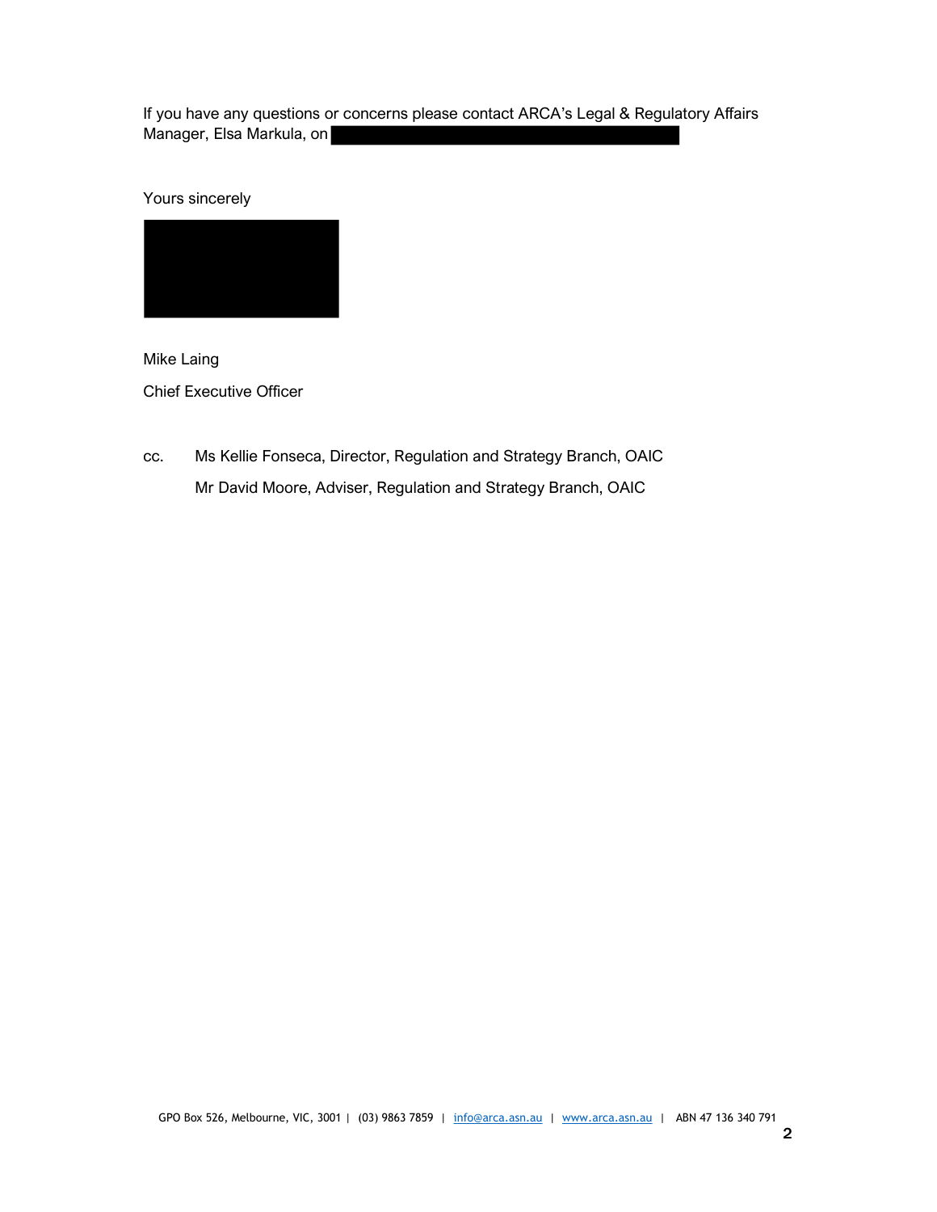If you have any questions or concerns please contact ARCA's Legal & Regulatory Affairs Manager, Elsa Markula, on

Yours sincerely

Mike Laing

Chief Executive Officer

cc. Ms Kellie Fonseca, Director, Regulation and Strategy Branch, OAIC

Mr David Moore, Adviser, Regulation and Strategy Branch, OAIC